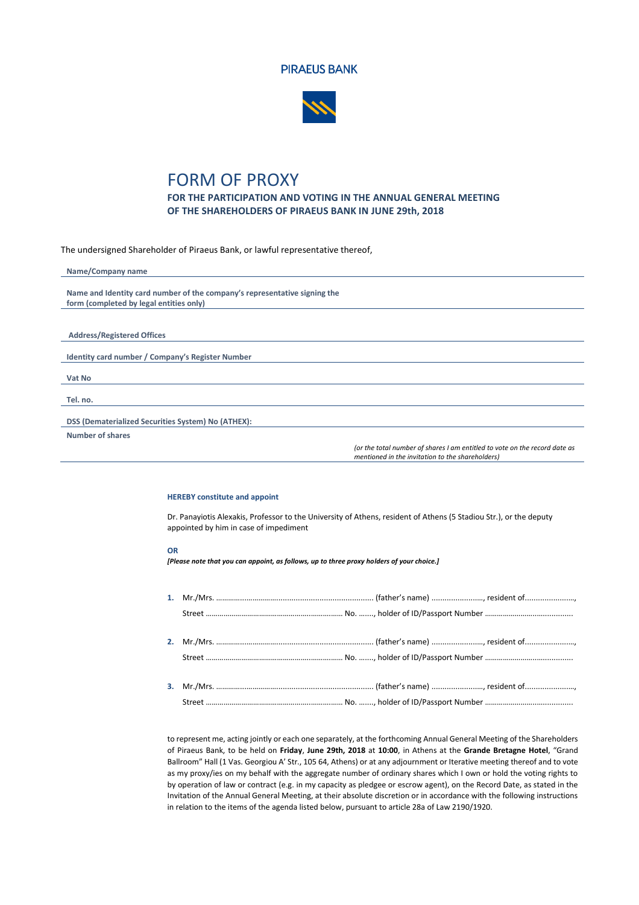PIRAEUS BANK

# FORM OF PROXY

**FOR THE PARTICIPATION AND VOTING IN THE ANNUAL GENERAL MEETING OF THE SHAREHOLDERS OF PIRAEUS BANK IN JUNE 29th, 2018**

The undersigned Shareholder of Piraeus Bank, or lawful representative thereof,

**Name/Company name**

**Name and Identity card number of the company's representative signing the form (completed by legal entities only)**

**Address/Registered Offices**

**Identity card number / Company's Register Number**

**Vat No**

**Tel. no.**

**DSS (Dematerialized Securities System) No (ATHEX):**

**Number of shares**

*(or the total number of shares I am entitled to vote on the record date as mentioned in the invitation to the shareholders)*

**HEREBY constitute and appoint**

Dr. Panayiotis Alexakis, Professor to the University of Athens, resident of Athens (5 Stadiou Str.), or the deputy appointed by him in case of impediment

**OR**

***[Please note that you can appoint, as follows, up to three proxy holders of your choice.]***

**1.** Mr./Mrs. ........................................................................... (father's name) ......................., resident of......................., Street .................................................................. No. ......., holder of ID/Passport Number .........................................

**2.** Mr./Mrs. ........................................................................... (father's name) ......................., resident of......................., Street .................................................................. No. ......., holder of ID/Passport Number .........................................

**3.** Mr./Mrs. ........................................................................... (father's name) ......................., resident of......................., Street .................................................................. No. ......., holder of ID/Passport Number .........................................

to represent me, acting jointly or each one separately, at the forthcoming Annual General Meeting of the Shareholders of Piraeus Bank, to be held on **Friday**, **June 29th, 2018** at **10:00**, in Athens at the **Grande Bretagne Hotel**, "Grand Ballroom" Hall (1 Vas. Georgiou A' Str., 105 64, Athens) or at any adjournment or Iterative meeting thereof and to vote as my proxy/ies on my behalf with the aggregate number of ordinary shares which I own or hold the voting rights to by operation of law or contract (e.g. in my capacity as pledgee or escrow agent), on the Record Date, as stated in the Invitation of the Annual General Meeting, at their absolute discretion or in accordance with the following instructions in relation to the items of the agenda listed below, pursuant to article 28a of Law 2190/1920.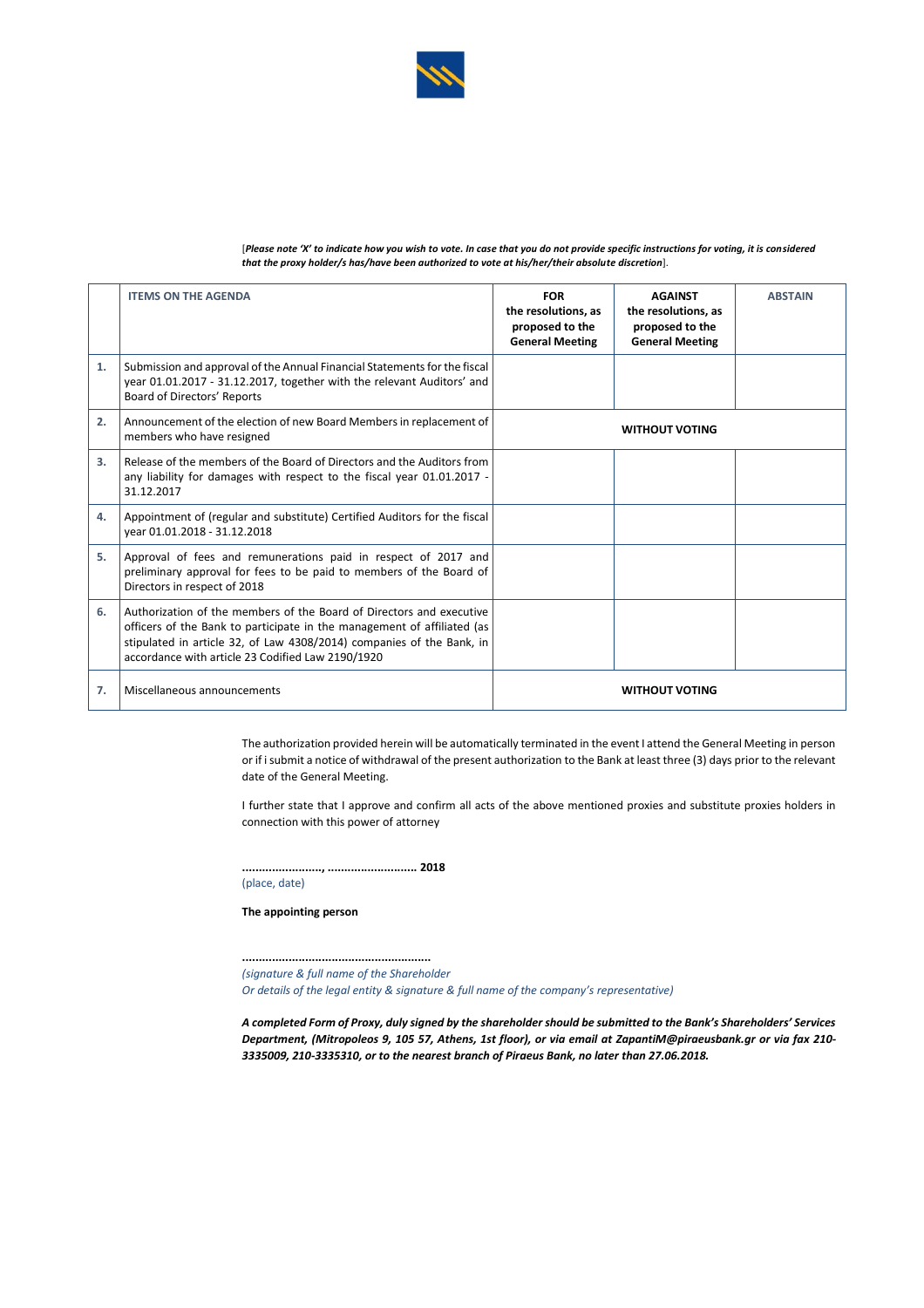[*Please note 'X' to indicate how you wish to vote. In case that you do not provide specific instructions for voting, it is considered that the proxy holder/s has/have been authorized to vote at his/her/their absolute discretion*].

| | ITEMS ON THE AGENDA | FOR the resolutions, as proposed to the General Meeting | AGAINST the resolutions, as proposed to the General Meeting | ABSTAIN |
|---|---|---|---|---|
| 1. | Submission and approval of the Annual Financial Statements for the fiscal year 01.01.2017 - 31.12.2017, together with the relevant Auditors' and Board of Directors' Reports | | | |
| 2. | Announcement of the election of new Board Members in replacement of members who have resigned | WITHOUT VOTING | | |
| 3. | Release of the members of the Board of Directors and the Auditors from any liability for damages with respect to the fiscal year 01.01.2017 - 31.12.2017 | | | |
| 4. | Appointment of (regular and substitute) Certified Auditors for the fiscal year 01.01.2018 - 31.12.2018 | | | |
| 5. | Approval of fees and remunerations paid in respect of 2017 and preliminary approval for fees to be paid to members of the Board of Directors in respect of 2018 | | | |
| 6. | Authorization of the members of the Board of Directors and executive officers of the Bank to participate in the management of affiliated (as stipulated in article 32, of Law 4308/2014) companies of the Bank, in accordance with article 23 Codified Law 2190/1920 | | | |
| 7. | Miscellaneous announcements | WITHOUT VOTING | | |

The authorization provided herein will be automatically terminated in the event I attend the General Meeting in person or if i submit a notice of withdrawal of the present authorization to the Bank at least three (3) days prior to the relevant date of the General Meeting.

I further state that I approve and confirm all acts of the above mentioned proxies and substitute proxies holders in connection with this power of attorney

**......................., .......................... 2018**
(place, date)

**The appointing person**

**........................................................**
*(signature & full name of the Shareholder*
*Or details of the legal entity & signature & full name of the company's representative)*

***A completed Form of Proxy, duly signed by the shareholder should be submitted to the Bank's Shareholders' Services Department, (Mitropoleos 9, 105 57, Athens, 1st floor), or via email at ZapantiM@piraeusbank.gr or via fax 210-3335009, 210-3335310, or to the nearest branch of Piraeus Bank, no later than 27.06.2018.***